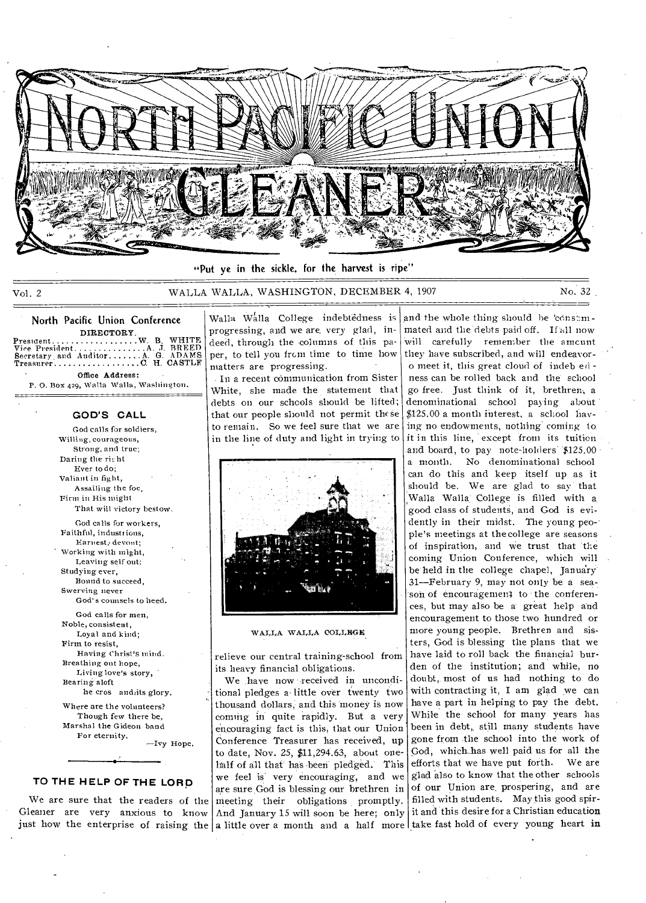# NORTH PACIFIC UNION GLEANER

"Put ye in the sickle, for the harvest is ripe"

Vol. 2 WALLA WALLA, WASHINGTON, DECEMBER 4, 1907 No. 32

## North Pacific Union Conference

DIRECTORY.

President ................... W. B. WHITE
Vice President ............... A. J. BREED
Secretary and Auditor ....... A. G. ADAMS
Treasurer ................... C. H. CASTLE

Office Address:
P. O. Box 429, Walla Walla, Washington.

### GOD'S CALL

God calls for soldiers,
Willing, courageous,
Strong, and true;
Daring the right
Ever to do;
Valiant in fight,
Assailing the foe,
Firm in His might
That will victory bestow.

God calls for workers,
Faithful, industrious,
Earnest, devout;
Working with might,
Leaving self out:
Studying ever,
Bound to succeed,
Swerving never
God's counsels to heed.

God calls for men,
Noble, consistent,
Loyal and kind;
Firm to resist,
Having Christ's mind.
Breathing out hope,
Living love's story,
Bearing aloft
The cross and its glory.

Where are the volunteers?
Though few there be,
Marshal the Gideon band
For eternity.

—Ivy Hope.

### TO THE HELP OF THE LORD

We are sure that the readers of the Gleaner are very anxious to know just how the enterprise of raising the Walla Walla College indebtedness is progressing, and we are very glad, indeed, through the columns of this paper, to tell you from time to time how matters are progressing.

In a recent communication from Sister White, she made the statement that debts on our schools should be lifted; that our people should not permit these to remain. So we feel sure that we are in the line of duty and light in trying to relieve our central training-school from its heavy financial obligations.

WALLA WALLA COLLEGE

We have now received in unconditional pledges a little over twenty two thousand dollars, and this money is now coming in quite rapidly. But a very encouraging fact is this, that our Union Conference Treasurer has received, up to date, Nov. 25, $11,294.63, about one-half of all that has been pledged. This we feel is very encouraging, and we are sure God is blessing our brethren in meeting their obligations promptly. And January 15 will soon be here; only a little over a month and a half more and the whole thing should be consummated and the debts paid off. If all now will carefully remember the amount they have subscribed, and will endeavor to meet it, this great cloud of indebtedness can be rolled back and the school go free. Just think of it, brethren, a denominational school paying about $125.00 a month interest, a school having no endowments, nothing coming to it in this line, except from its tuition and board, to pay note-holders $125.00 a month. No denominational school can do this and keep itself up as it should be. We are glad to say that Walla Walla College is filled with a good class of students, and God is evidently in their midst. The young people's meetings at the college are seasons of inspiration, and we trust that the coming Union Conference, which will be held in the college chapel, January 31—February 9, may not only be a season of encouragement to the conferences, but may also be a great help and encouragement to those two hundred or more young people. Brethren and sisters, God is blessing the plans that we have laid to roll back the financial burden of the institution; and while, no doubt, most of us had nothing to do with contracting it, I am glad we can have a part in helping to pay the debt. While the school for many years has been in debt, still many students have gone from the school into the work of God, which has well paid us for all the efforts that we have put forth. We are glad also to know that the other schools of our Union are prospering, and are filled with students. May this good spirit and this desire for a Christian education take fast hold of every young heart in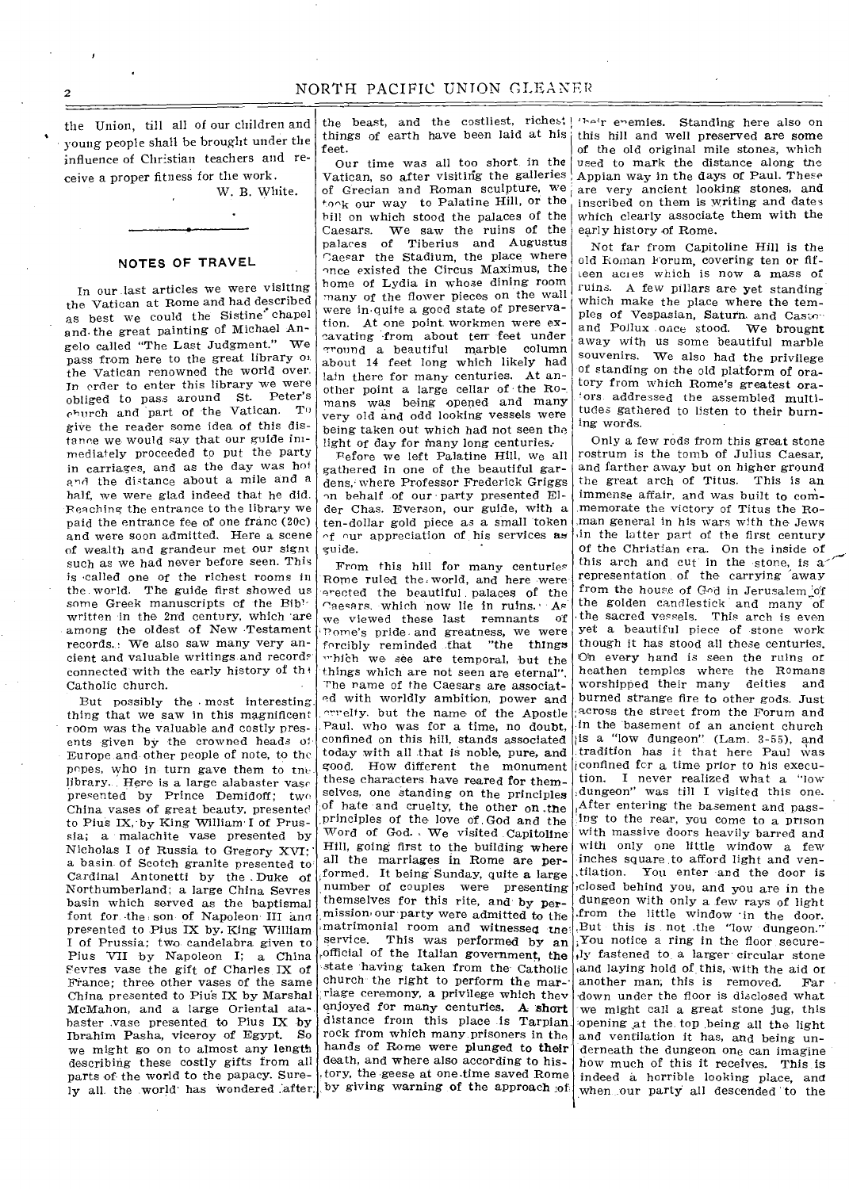the Union, till all of our children and young people shall be brought under the influence of Christian teachers and receive a proper fitness for the work.

W. B. White.

## NOTES OF TRAVEL

In our last articles we were visiting the Vatican at Rome and had described as best we could the Sistine chapel and the great painting of Michael Angelo called "The Last Judgment." We pass from here to the great library of the Vatican renowned the world over. In order to enter this library we were obliged to pass around St. Peter's church and part of the Vatican. To give the reader some idea of this distance we would say that our guide immediately proceeded to put the party in carriages, and as the day was hot and the distance about a mile and a half, we were glad indeed that he did. Reaching the entrance to the library we paid the entrance fee of one franc (20c) and were soon admitted. Here a scene of wealth and grandeur met our sight such as we had never before seen. This is called one of the richest rooms in the world. The guide first showed us some Greek manuscripts of the Bible written in the 2nd century, which are among the oldest of New Testament records. We also saw many very ancient and valuable writings and records connected with the early history of the Catholic church.

But possibly the most interesting thing that we saw in this magnificent room was the valuable and costly presents given by the crowned heads of Europe and other people of note, to the popes, who in turn gave them to the library. Here is a large alabaster vase presented by Prince Demidoff; two China vases of great beauty, presented to Pius IX, by King William I of Prussia; a malachite vase presented by Nicholas I of Russia to Gregory XVI; a basin of Scotch granite presented to Cardinal Antonetti by the Duke of Northumberland; a large China Sevres basin which served as the baptismal font for the son of Napoleon III and presented to Pius IX by King William I of Prussia; two candelabra given to Pius VII by Napoleon I; a China Sevres vase the gift of Charles IX of France; three other vases of the same China presented to Pius IX by Marshal McMahon, and a large Oriental alabaster vase presented to Pius IX by Ibrahim Pasha, viceroy of Egypt. So we might go on to almost any length describing these costly gifts from all parts of the world to the papacy. Surely all the world has wondered after the beast, and the costliest, richest things of earth have been laid at his feet.

Our time was all too short in the Vatican, so after visiting the galleries of Grecian and Roman sculpture, we took our way to Palatine Hill, or the hill on which stood the palaces of the Caesars. We saw the ruins of the palaces of Tiberius and Augustus Caesar the Stadium, the place where once existed the Circus Maximus, the home of Lydia in whose dining room many of the flower pieces on the wall were in quite a good state of preservation. At one point workmen were excavating from about ten feet under ground a beautiful marble column about 14 feet long which likely had lain there for many centuries. At another point a large cellar of the Romans was being opened and many very old and odd looking vessels were being taken out which had not seen the light of day for many long centuries.

Before we left Palatine Hill, we all gathered in one of the beautiful gardens, where Professor Frederick Griggs on behalf of our party presented Elder Chas. Everson, our guide, with a ten-dollar gold piece as a small token of our appreciation of his services as guide.

From this hill for many centuries Rome ruled the world, and here were erected the beautiful palaces of the Caesars, which now lie in ruins. As we viewed these last remnants of Rome's pride and greatness, we were forcibly reminded that "the things which we see are temporal, but the things which are not seen are eternal". The name of the Caesars are associated with worldly ambition, power and cruelty, but the name of the Apostle Paul, who was for a time, no doubt, confined on this hill, stands associated today with all that is noble, pure, and good. How different the monument these characters have reared for themselves, one standing on the principles of hate and cruelty, the other on the principles of the love of God and the Word of God. We visited Capitoline Hill, going first to the building where all the marriages in Rome are performed. It being Sunday, quite a large number of couples were presenting themselves for this rite, and by permission our party were admitted to the matrimonial room and witnessed the service. This was performed by an official of the Italian government, the state having taken from the Catholic church the right to perform the marriage ceremony, a privilege which they enjoyed for many centuries. A short distance from this place is Tarpian rock from which many prisoners in the hands of Rome were plunged to their death, and where also according to history, the geese at one time saved Rome by giving warning of the approach of their enemies. Standing here also on this hill and well preserved are some of the old original mile stones, which used to mark the distance along the Appian way in the days of Paul. These are very ancient looking stones, and inscribed on them is writing and dates which clearly associate them with the early history of Rome.

Not far from Capitoline Hill is the old Roman Forum, covering ten or fifteen acres which is now a mass of ruins. A few pillars are yet standing which make the place where the temples of Vespasian, Saturn and Castor and Pollux once stood. We brought away with us some beautiful marble souvenirs. We also had the privilege of standing on the old platform of oratory from which Rome's greatest orators addressed the assembled multitudes gathered to listen to their burning words.

Only a few rods from this great stone rostrum is the tomb of Julius Caesar, and farther away but on higher ground the great arch of Titus. This is an immense affair, and was built to commemorate the victory of Titus the Roman general in his wars with the Jews in the latter part of the first century of the Christian era. On the inside of this arch and cut in the stone, is a representation of the carrying away from the house of God in Jerusalem of the golden candlestick and many of the sacred vessels. This arch is even yet a beautiful piece of stone work though it has stood all these centuries. On every hand is seen the ruins of heathen temples where the Romans worshipped their many deities and burned strange fire to other gods. Just across the street from the Forum and in the basement of an ancient church is a "low dungeon" (Lam. 3-55), and tradition has it that here Paul was confined for a time prior to his execution. I never realized what a "low dungeon" was till I visited this one. After entering the basement and passing to the rear, you come to a prison with massive doors heavily barred and with only one little window a few inches square to afford light and ventilation. You enter and the door is closed behind you, and you are in the dungeon with only a few rays of light from the little window in the door. But this is not the "low dungeon." You notice a ring in the floor securely fastened to a larger circular stone and laying hold of this, with the aid of another man, this is removed. Far down under the floor is disclosed what we might call a great stone jug, this opening at the top being all the light and ventilation it has, and being underneath the dungeon one can imagine how much of this it receives. This is indeed a horrible looking place, and when our party all descended to the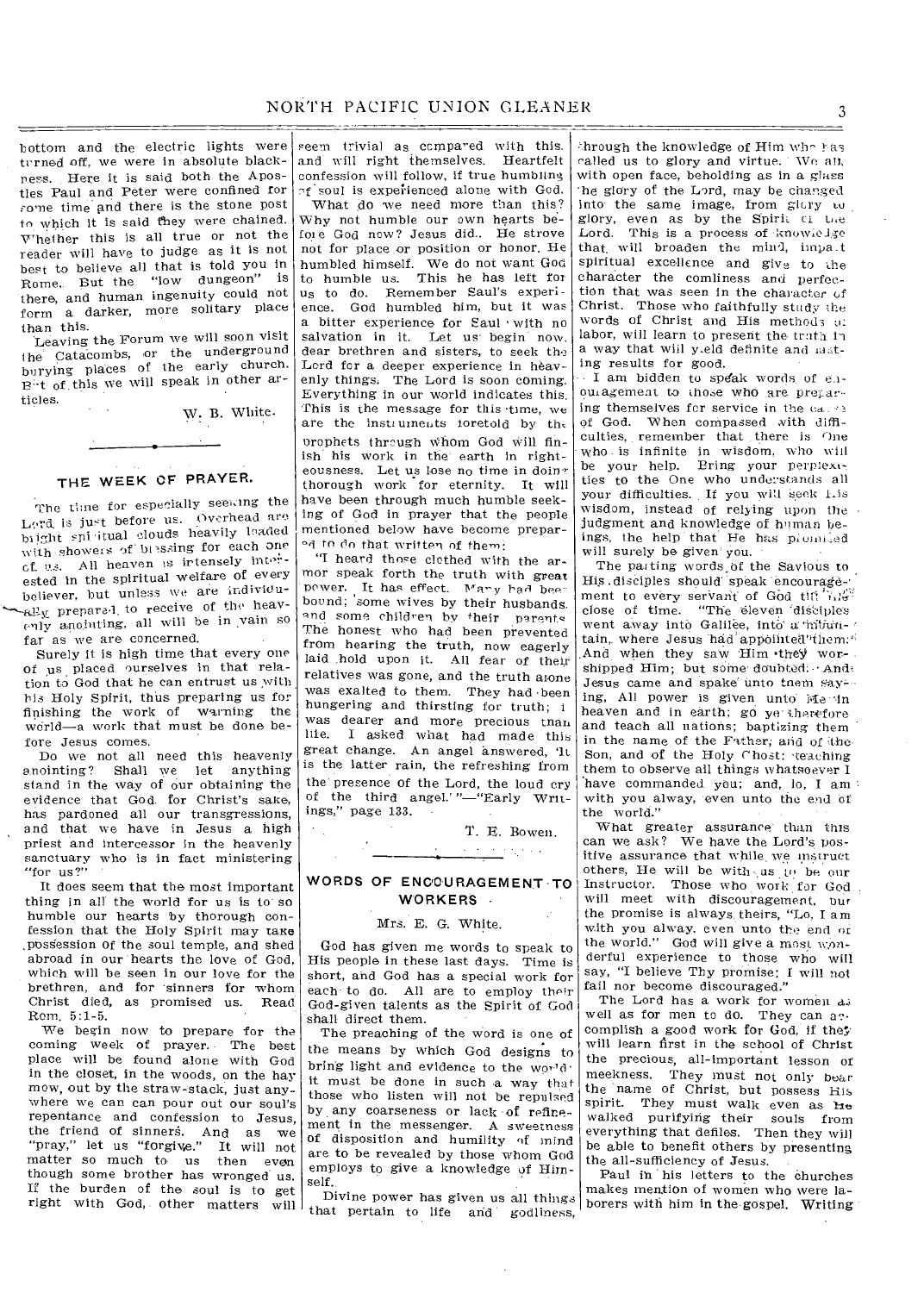bottom and the electric lights were turned off, we were in absolute blackness. Here it is said both the Apostles Paul and Peter were confined for some time and there is the stone post to which it is said they were chained. Whether this is all true or not the reader will have to judge as it is not best to believe all that is told you in Rome. But the "low dungeon" is there, and human ingenuity could not form a darker, more solitary place than this.

Leaving the Forum we will soon visit the Catacombs, or the underground burying places of the early church. But of this we will speak in other articles.

W. B. White.

## THE WEEK OF PRAYER.

The time for especially seeking the Lord is just before us. Overhead are bright spiritual clouds heavily loaded with showers of blessing for each one of us. All heaven is intensely interested in the spiritual welfare of every believer, but unless we are individually prepared to receive of the heavenly anointing, all will be in vain so far as we are concerned.

Surely it is high time that every one of us placed ourselves in that relation to God that he can entrust us with his Holy Spirit, thus preparing us for finishing the work of warning the world—a work that must be done before Jesus comes.

Do we not all need this heavenly anointing? Shall we let anything stand in the way of our obtaining the evidence that God for Christ's sake, has pardoned all our transgressions, and that we have in Jesus a high priest and intercessor in the heavenly sanctuary who is in fact ministering "for us?"

It does seem that the most important thing in all the world for us is to so humble our hearts by thorough confession that the Holy Spirit may take possession of the soul temple, and shed abroad in our hearts the love of God, which will be seen in our love for the brethren, and for sinners for whom Christ died, as promised us. Read Rom. 5:1-5.

We begin now to prepare for the coming week of prayer. The best place will be found alone with God in the closet, in the woods, on the hay mow, out by the straw-stack, just anywhere we can can pour out our soul's repentance and confession to Jesus, the friend of sinners. And as we "pray," let us "forgive." It will not matter so much to us then even though some brother has wronged us. If the burden of the soul is to get right with God, other matters will seem trivial as compared with this, and will right themselves. Heartfelt confession will follow, if true humbling of soul is experienced alone with God.

What do we need more than this? Why not humble our own hearts before God now? Jesus did. He strove not for place or position or honor. He humbled himself. We do not want God to humble us. This he has left for us to do. Remember Saul's experience. God humbled him, but it was a bitter experience for Saul with no salvation in it. Let us begin now, dear brethren and sisters, to seek the Lord for a deeper experience in heavenly things. The Lord is soon coming. Everything in our world indicates this. This is the message for this time, we are the instruments foretold by the prophets through whom God will finish his work in the earth in righteousness. Let us lose no time in doing thorough work for eternity. It will have been through much humble seeking of God in prayer that the people mentioned below have become prepared to do that written of them:

"I heard those clothed with the armor speak forth the truth with great power. It has effect. Many had been bound; some wives by their husbands, and some children by their parents. The honest who had been prevented from hearing the truth, now eagerly laid hold upon it. All fear of their relatives was gone, and the truth alone was exalted to them. They had been hungering and thirsting for truth; it was dearer and more precious than life. I asked what had made this great change. An angel answered, 'It is the latter rain, the refreshing from the presence of the Lord, the loud cry of the third angel.'"—"Early Writings," page 133.

T. E. Bowen.

## WORDS OF ENCOURAGEMENT TO WORKERS

Mrs. E. G. White.

God has given me words to speak to His people in these last days. Time is short, and God has a special work for each to do. All are to employ their God-given talents as the Spirit of God shall direct them.

The preaching of the word is one of the means by which God designs to bring light and evidence to the world; it must be done in such a way that those who listen will not be repulsed by any coarseness or lack of refinement in the messenger. A sweetness of disposition and humility of mind are to be revealed by those whom God employs to give a knowledge of Himself.

Divine power has given us all things that pertain to life and godliness, through the knowledge of Him who has called us to glory and virtue. We all, with open face, beholding as in a glass the glory of the Lord, may be changed into the same image, from glory to glory, even as by the Spirit of the Lord. This is a process of knowledge that will broaden the mind, impart spiritual excellence and give to the character the comliness and perfection that was seen in the character of Christ. Those who faithfully study the words of Christ and His methods of labor, will learn to present the truth in a way that will yield definite and lasting results for good.

I am bidden to speak words of encouragement to those who are preparing themselves for service in the cause of God. When compassed with difficulties, remember that there is One who is infinite in wisdom, who will be your help. Bring your perplexities to the One who understands all your difficulties. If you will seek His wisdom, instead of relying upon the judgment and knowledge of human beings, the help that He has promised will surely be given you.

The parting words of the Saviour to His disciples should speak encouragement to every servant of God till the close of time. "The eleven disciples went away into Galilee, into a mountain, where Jesus had appointed them. And when they saw Him they worshipped Him; but some doubted. And Jesus came and spake unto them saying, All power is given unto Me in heaven and in earth; go ye therefore and teach all nations; baptizing them in the name of the Father, and of the Son, and of the Holy Ghost: teaching them to observe all things whatsoever I have commanded you: and, lo, I am with you alway, even unto the end of the world."

What greater assurance than this can we ask? We have the Lord's positive assurance that while we instruct others, He will be with us to be our Instructor. Those who work for God will meet with discouragement, but the promise is always theirs, "Lo, I am with you alway, even unto the end of the world." God will give a most wonderful experience to those who will say, "I believe Thy promise; I will not fail nor become discouraged."

The Lord has a work for women as well as for men to do. They can accomplish a good work for God, if they will learn first in the school of Christ the precious, all-important lesson of meekness. They must not only bear the name of Christ, but possess His spirit. They must walk even as He walked purifying their souls from everything that defiles. Then they will be able to benefit others by presenting the all-sufficiency of Jesus.

Paul in his letters to the churches makes mention of women who were laborers with him in the gospel. Writing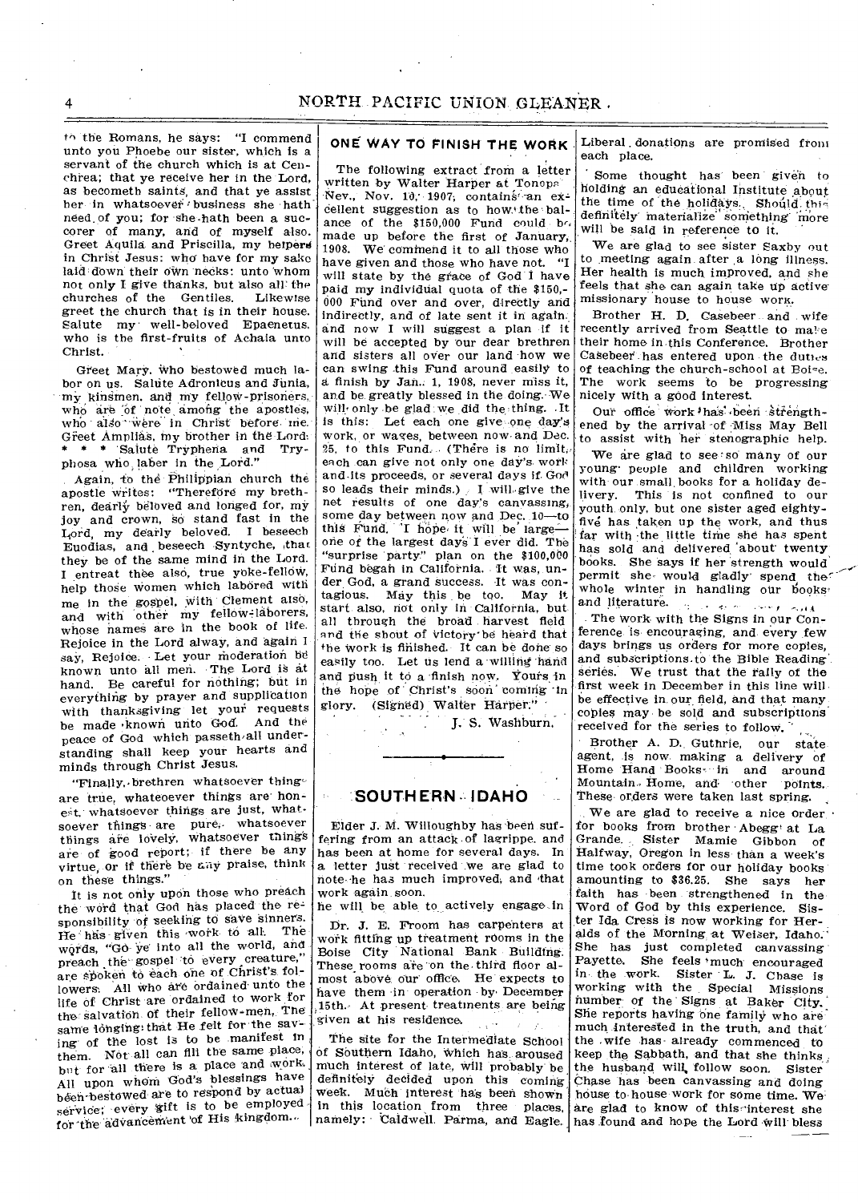to the Romans, he says: "I commend unto you Phoebe our sister, which is a servant of the church which is at Cenchrea; that ye receive her in the Lord, as becometh saints, and that ye assist her in whatsoever business she hath need of you; for she hath been a succorer of many, and of myself also. Greet Aquila and Priscilla, my helpers in Christ Jesus: who have for my sake laid down their own necks: unto whom not only I give thanks, but also all the churches of the Gentiles. Likewise greet the church that is in their house. Salute my well-beloved Epaenetus, who is the first-fruits of Achaia unto Christ.

Greet Mary, who bestowed much labor on us. Salute Adronicus and Junia, my kinsmen, and my fellow-prisoners, who are of note among the apostles, who also were in Christ before me. Greet Amplias, my brother in the Lord: * * * Salute Tryphena and Tryphosa who laber in the Lord."

Again, to the Philippian church the apostle writes: "Therefore my brethren, dearly beloved and longed for, my joy and crown, so stand fast in the Lord, my dearly beloved. I beseech Euodias, and beseech Syntyche, that they be of the same mind in the Lord. I entreat thee also, true yoke-fellow, help those women which labored with me in the gospel, with Clement also, and with other my fellow-laborers, whose names are in the book of life. Rejoice in the Lord alway, and again I say, Rejoice. Let your moderation be known unto all men. The Lord is at hand. Be careful for nothing; but in everything by prayer and supplication with thanksgiving let your requests be made known unto God. And the peace of God which passeth all understanding shall keep your hearts and minds through Christ Jesus.

"Finally, brethren whatsoever things are true, whateoever things are honest, whatsoever things are just, whatsoever things are pure, whatsoever things are lovely, whatsoever things are of good report; if there be any virtue, or if there be any praise, think on these things."

It is not only upon those who preach the word that God has placed the responsibility of seeking to save sinners. He has given this work to all. The words, "Go ye into all the world, and preach the gospel to every creature," are spoken to each one of Christ's followers. All who are ordained unto the life of Christ are ordained to work for the salvation of their fellow-men. The same longing that He felt for the saving of the lost is to be manifest in them. Not all can fill the same place, but for all there is a place and work. All upon whom God's blessings have been bestowed are to respond by actual service; every gift is to be employed for the advancement of His kingdom.

## ONE WAY TO FINISH THE WORK

The following extract from a letter written by Walter Harper at Tonopah, Nev., Nov. 10, 1907, contains an excellent suggestion as to how the balance of the $150,000 Fund could be made up before the first of January, 1908. We commend it to all those who have given and those who have not. "I will state by the grace of God I have paid my individual quota of the $150,000 Fund over and over, directly and indirectly, and of late sent it in again, and now I will suggest a plan if it will be accepted by our dear brethren and sisters all over our land how we can swing this Fund around easily to a finish by Jan. 1, 1908, never miss it, and be greatly blessed in the doing. We will only be glad we did the thing. It is this: Let each one give one day's work, or wages, between now and Dec. 25, to this Fund. (There is no limit, each can give not only one day's work and its proceeds, or several days if God so leads their minds.) I will give the net results of one day's canvassing, some day between now and Dec. 10—to this Fund. I hope it will be large—one of the largest days I ever did. The "surprise party" plan on the $100,000 Fund began in California. It was, under God, a grand success. It was contagious. May this be too. May it start also, not only in California, but all through the broad harvest field and the shout of victory be heard that the work is finished. It can be done so easily too. Let us lend a willing hand and push it to a finish now. Yours in the hope of Christ's soon coming in glory. (Signed) Walter Harper."

J. S. Washburn.

## SOUTHERN IDAHO

Elder J. M. Willoughby has been suffering from an attack of lagrippe, and has been at home for several days. In a letter just received we are glad to note he has much improved, and that he will be able to actively engage in work again soon.

Dr. J. E. Froom has carpenters at work fitting up treatment rooms in the Boise City National Bank Building. These rooms are on the third floor almost above our office. He expects to have them in operation by December 15th. At present treatments are being given at his residence.

The site for the Intermediate School of Southern Idaho, which has aroused much interest of late, will probably be definitely decided upon this coming week. Much interest has been shown in this location from three places, namely: Caldwell, Parma, and Eagle. Liberal donations are promised from each place.

Some thought has been given to holding an educational Institute about the time of the holidays. Should this definitely materialize something more will be said in reference to it.

We are glad to see sister Saxby out to meeting again after a long illness. Her health is much improved, and she feels that she can again take up active missionary house to house work.

Brother H. D. Casebeer and wife recently arrived from Seattle to make their home in this Conference. Brother Casebeer has entered upon the duties of teaching the church-school at Boise. The work seems to be progressing nicely with a good interest.

Our office work has been strengthened by the arrival of Miss May Bell to assist with her stenographic help.

We are glad to see so many of our young people and children working with our small books for a holiday delivery. This is not confined to our youth only, but one sister aged eighty-five has taken up the work, and thus far with the little time she has spent has sold and delivered about twenty books. She says if her strength would permit she would gladly spend the whole winter in handling our books and literature.

The work with the Signs in our Conference is encouraging, and every few days brings us orders for more copies, and subscriptions to the Bible Reading series. We trust that the rally of the first week in December in this line will be effective in our field, and that many copies may be sold and subscriptions received for the series to follow.

Brother A. D. Guthrie, our state agent, is now making a delivery of Home Hand Books in and around Mountain Home, and other points. These orders were taken last spring.

We are glad to receive a nice order for books from brother Abegg at La Grande. Sister Mamie Gibbon of Halfway, Oregon in less than a week's time took orders for our holiday books amounting to $36.25. She says her faith has been strengthened in the Word of God by this experience. Sister Ida Cress is now working for Heralds of the Morning at Weiser, Idaho. She has just completed canvassing Payette. She feels much encouraged in the work. Sister L. J. Chase is working with the Special Missions number of the Signs at Baker City. She reports having one family who are much interested in the truth, and that the wife has already commenced to keep the Sabbath, and that she thinks the husband will follow soon. Sister Chase has been canvassing and doing house to house work for some time. We are glad to know of this interest she has found and hope the Lord will bless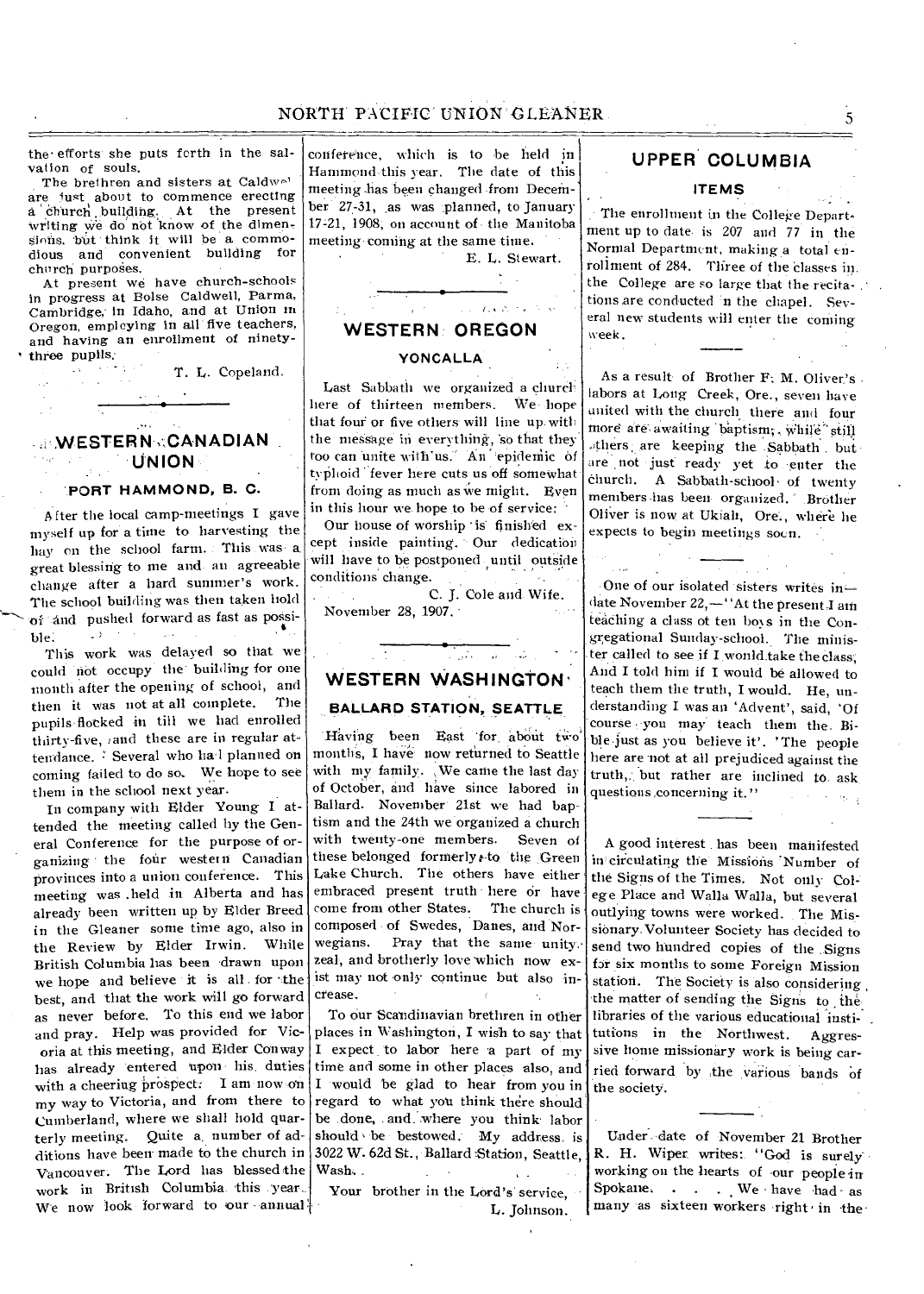the efforts she puts forth in the salvation of souls.

The brethren and sisters at Caldwell are just about to commence erecting a church building. At the present writing we do not know of the dimensions, but think it will be a commodious and convenient building for church purposes.

At present we have church-schools in progress at Boise Caldwell, Parma, Cambridge, in Idaho, and at Union in Oregon, employing in all five teachers, and having an enrollment of ninety-three pupils.

T. L. Copeland.

## WESTERN CANADIAN UNION

### PORT HAMMOND, B. C.

After the local camp-meetings I gave myself up for a time to harvesting the hay on the school farm. This was a great blessing to me and an agreeable change after a hard summer's work. The school building was then taken hold of and pushed forward as fast as possible.

This work was delayed so that we could not occupy the building for one month after the opening of school, and then it was not at all complete. The pupils flocked in till we had enrolled thirty-five, and these are in regular attendance. Several who had planned on coming failed to do so. We hope to see them in the school next year.

In company with Elder Young I attended the meeting called by the General Conference for the purpose of organizing the four western Canadian provinces into a union conference. This meeting was held in Alberta and has already been written up by Elder Breed in the Gleaner some time ago, also in the Review by Elder Irwin. While British Columbia has been drawn upon we hope and believe it is all for the best, and that the work will go forward as never before. To this end we labor and pray. Help was provided for Victoria at this meeting, and Elder Conway has already entered upon his duties with a cheering prospect. I am now on my way to Victoria, and from there to Cumberland, where we shall hold quarterly meeting. Quite a number of additions have been made to the church in Vancouver. The Lord has blessed the work in British Columbia this year. We now look forward to our annual conference, which is to be held in Hammond this year. The date of this meeting has been changed from December 27-31, as was planned, to January 17-21, 1908, on account of the Manitoba meeting coming at the same time.

E. L. Stewart.

## WESTERN OREGON

### YONCALLA

Last Sabbath we organized a church here of thirteen members. We hope that four or five others will line up with the message in everything, so that they too can unite with us. An epidemic of typhoid fever here cuts us off somewhat from doing as much as we might. Even in this hour we hope to be of service.

Our house of worship is finished except inside painting. Our dedication will have to be postponed until outside conditions change.

C. J. Cole and Wife.

November 28, 1907.

## WESTERN WASHINGTON

### BALLARD STATION, SEATTLE

Having been East for about two months, I have now returned to Seattle with my family. We came the last day of October, and have since labored in Ballard. November 21st we had baptism and the 24th we organized a church with twenty-one members. Seven of these belonged formerly to the Green Lake Church. The others have either embraced present truth here or have come from other States. The church is composed of Swedes, Danes, and Norwegians. Pray that the same unity, zeal, and brotherly love which now exist may not only continue but also increase.

To our Scandinavian brethren in other places in Washington, I wish to say that I expect to labor here a part of my time and some in other places also, and I would be glad to hear from you in regard to what you think there should be done, and where you think labor should be bestowed. My address is 3022 W. 62d St., Ballard Station, Seattle, Wash.

Your brother in the Lord's service,

L. Johnson.

## UPPER COLUMBIA

### ITEMS

The enrollment in the College Department up to date is 207 and 77 in the Normal Department, making a total enrollment of 284. Three of the classes in the College are so large that the recitations are conducted in the chapel. Several new students will enter the coming week.

As a result of Brother F. M. Oliver's labors at Long Creek, Ore., seven have united with the church there and four more are awaiting baptism, while still others are keeping the Sabbath but are not just ready yet to enter the church. A Sabbath-school of twenty members has been organized. Brother Oliver is now at Ukiah, Ore., where he expects to begin meetings soon.

One of our isolated sisters writes in—date November 22,—"At the present I am teaching a class of ten boys in the Congregational Sunday-school. The minister called to see if I would take the class; And I told him if I would be allowed to teach them the truth, I would. He, understanding I was an 'Advent', said, 'Of course you may teach them the Bible just as you believe it'. 'The people here are not at all prejudiced against the truth, but rather are inclined to ask questions concerning it."

A good interest has been manifested in circulating the Missions Number of the Signs of the Times. Not only College Place and Walla Walla, but several outlying towns were worked. The Missionary Volunteer Society has decided to send two hundred copies of the Signs for six months to some Foreign Mission station. The Society is also considering the matter of sending the Signs to the libraries of the various educational institutions in the Northwest. Aggressive home missionary work is being carried forward by the various bands of the society.

Under date of November 21 Brother R. H. Wiper writes: "God is surely working on the hearts of our people in Spokane. . . . We have had as many as sixteen workers right in the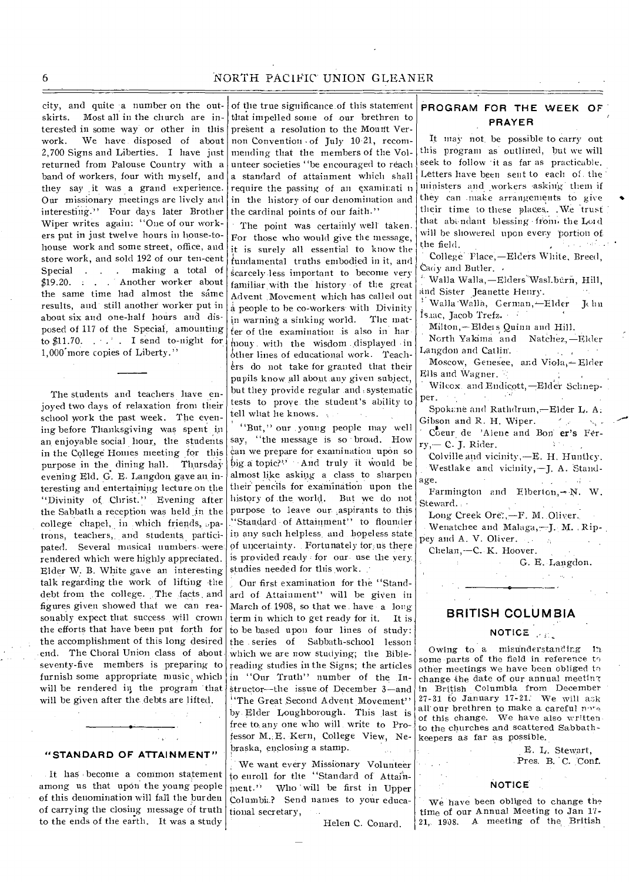city, and quite a number on the outskirts. Most all in the church are interested in some way or other in this work. We have disposed of about 2,700 Signs and Liberties. I have just returned from Palouse Country with a band of workers, four with myself, and they say it was a grand experience. Our missionary meetings are lively and interesting." Four days later Brother Wiper writes again: "One of our workers put in just twelve hours in house-to-house work and some street, office, and store work, and sold 192 of our ten-cent Special . . . making a total of $19.20. . . . Another worker about the same time had almost the same results, and still another worker put in about six and one-half hours and disposed of 117 of the Special, amounting to $11.70. . . . I send to-night for 1,000 more copies of Liberty."

---

The students and teachers have enjoyed two days of relaxation from their school work the past week. The evening before Thanksgiving was spent in an enjoyable social hour, the students in the College Homes meeting for this purpose in the dining hall. Thursday evening Eld. G. E. Langdon gave an interesting and entertaining lecture on the "Divinity of Christ." Evening after the Sabbath a reception was held in the college chapel, in which friends, patrons, teachers, and students participated. Several musical numbers were rendered which were highly appreciated. Elder W. B. White gave an interesting talk regarding the work of lifting the debt from the college. The facts and figures given showed that we can reasonably expect that success will crown the efforts that have been put forth for the accomplishment of this long desired end. The Choral Union class of about seventy-five members is preparing to furnish some appropriate music which will be rendered in the program that will be given after the debts are lifted.

---

## "STANDARD OF ATTAINMENT"

It has become a common statement among us that upon the young people of this denomination will fall the burden of carrying the closing message of truth to the ends of the earth. It was a study of the true significance of this statement that impelled some of our brethren to present a resolution to the Mount Vernon Convention of July 10-21, recommending that the members of the Volunteer societies "be encouraged to reach a standard of attainment which shall require the passing of an examination in the history of our denomination and the cardinal points of our faith."

The point was certainly well taken. For those who would give the message, it is surely all essential to know the fundamental truths embodied in it, and scarcely less important to become very familiar with the history of the great Advent Movement which has called out a people to be co-workers with Divinity in warning a sinking world. The matter of the examination is also in harmony with the wisdom displayed in other lines of educational work. Teachers do not take for granted that their pupils know all about any given subject, but they provide regular and systematic tests to prove the student's ability to tell what he knows.

"But," our young people may well say, "the message is so broad. How can we prepare for examination upon so big a topic?" And truly it would be almost like asking a class to sharpen their pencils for examination upon the history of the world. But we do not purpose to leave our aspirants to this "Standard of Attainment" to flounder in any such helpless and hopeless state of uncertainty. Fortunately for us there is provided ready for our use the very studies needed for this work.

Our first examination for the "Standard of Attainment" will be given in March of 1908, so that we have a long term in which to get ready for it. It is to be based upon four lines of study: the series of Sabbath-school lesson which we are now studying; the Bible-reading studies in the Signs; the articles in "Our Truth" number of the Instructor—the issue of December 3—and "The Great Second Advent Movement" by Elder Loughborough. This last is free to any one who will write to Professor M. E. Kern, College View, Nebraska, enclosing a stamp.

We want every Missionary Volunteer to enroll for the "Standard of Attainment." Who will be first in Upper Columbia? Send names to your educational secretary,

Helen C. Conard.

## PROGRAM FOR THE WEEK OF PRAYER

It may not be possible to carry out this program as outlined, but we will seek to follow it as far as practicable. Letters have been sent to each of the ministers and workers asking them if they can make arrangements to give their time to these places. We trust that abundant blessing from the Lord will be showered upon every portion of the field.

College Place,—Elders White, Breed, Cady and Butler.

Walla Walla,—Elders Washburn, Hill, and Sister Jeanette Henry.

Walla Walla, German,—Elder John Isaac, Jacob Trefz.

Milton,—Elders Quinn and Hill.

North Yakima and Natchez,—Elder Langdon and Catlin.

Moscow, Genesee, and Viola,—Elder Ells and Wagner.

Wilcox and Endicott,—Elder Schnepper.

Spokane and Rathdrum,—Elder L. A. Gibson and R. H. Wiper.

Coeur de 'Alene and Bonner's Ferry,— C. J. Rider.

Colville and vicinity,—E. H. Huntley.

Westlake and vicinity,—J. A. Standage.

Farmington and Elberton,—N. W. Steward.

Long Creek Ore.,—F. M. Oliver.

Wenatchee and Malaga,—J. M. Rippey and A. V. Oliver.

Chelan,—C. K. Hoover.

G. E. Langdon.

---

# BRITISH COLUMBIA

### NOTICE

Owing to a misunderstanding in some parts of the field in reference to other meetings we have been obliged to change the date of our annual meeting in British Columbia from December 27-31 to January 17-21. We will ask all our brethren to make a careful note of this change. We have also written to the churches and scattered Sabbath-keepers as far as possible.

E. L. Stewart,
Pres. B. C. Conf.

### NOTICE

We have been obliged to change the time of our Annual Meeting to Jan 17-21, 1908. A meeting of the British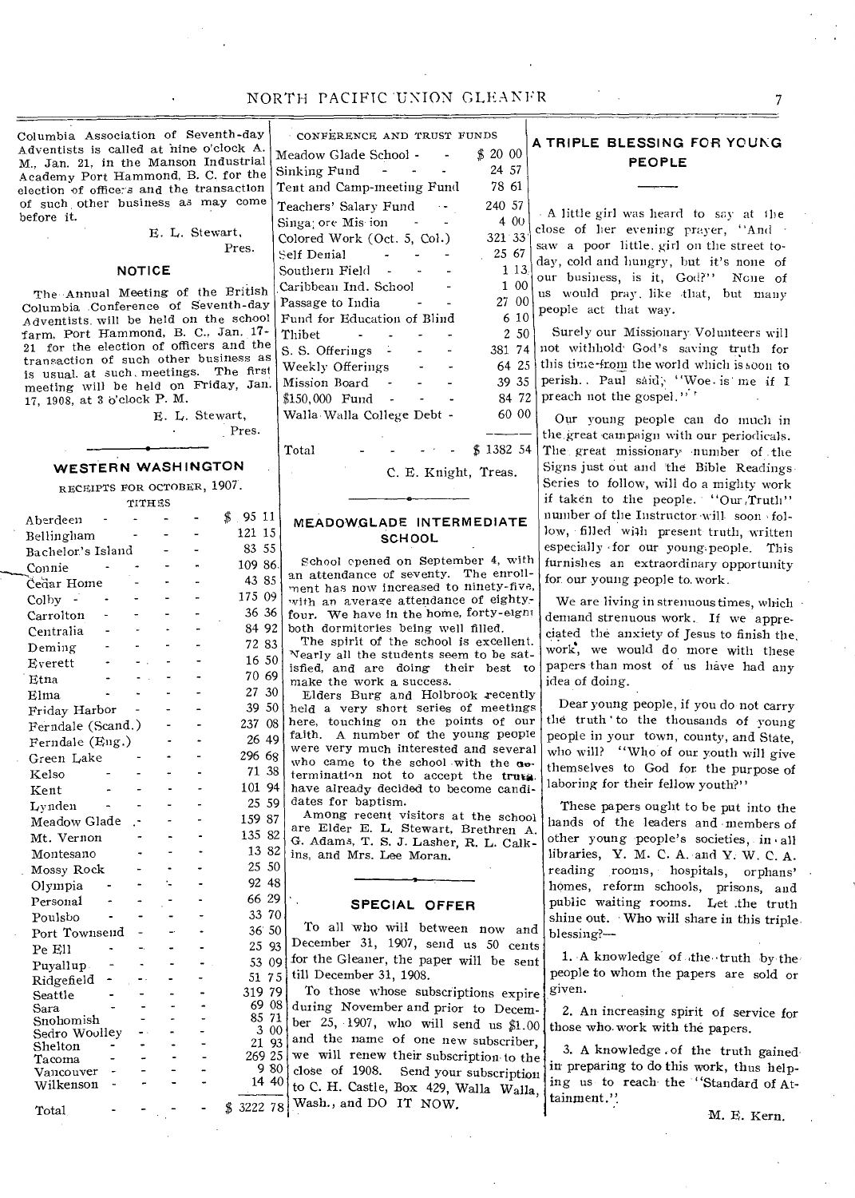Columbia Association of Seventh-day Adventists is called at nine o'clock A. M., Jan. 21, in the Manson Industrial Academy Port Hammond, B. C. for the election of officers and the transaction of such other business as may come before it.

E. L. Stewart,
Pres.

## NOTICE

The Annual Meeting of the British Columbia Conference of Seventh-day Adventists will be held on the school farm, Port Hammond, B. C., Jan. 17-21 for the election of officers and the transaction of such other business as is usual at such meetings. The first meeting will be held on Friday, Jan. 17, 1908, at 3 o'clock P. M.

E. L. Stewart,
Pres.

## WESTERN WASHINGTON

RECEIPTS FOR OCTOBER, 1907.

TITHES

| | |
|---|---|
| Aberdeen | $ 95 11 |
| Bellingham | 121 15 |
| Bachelor's Island | 83 55 |
| Connie | 109 86 |
| Cedar Home | 43 85 |
| Colby | 175 09 |
| Carrolton | 36 36 |
| Centralia | 84 92 |
| Deming | 72 83 |
| Everett | 16 50 |
| Etna | 70 69 |
| Elma | 27 30 |
| Friday Harbor | 39 50 |
| Ferndale (Scand.) | 237 08 |
| Ferndale (Eng.) | 26 49 |
| Green Lake | 296 68 |
| Kelso | 71 38 |
| Kent | 101 94 |
| Lynden | 25 59 |
| Meadow Glade | 159 87 |
| Mt. Vernon | 135 82 |
| Montesano | 13 82 |
| Mossy Rock | 25 50 |
| Olympia | 92 48 |
| Personal | 66 29 |
| Poulsbo | 33 70 |
| Port Townsend | 36 50 |
| Pe Ell | 25 93 |
| Puyallup | 53 09 |
| Ridgefield | 51 75 |
| Seattle | 319 79 |
| Sara | 69 08 |
| Snohomish | 85 71 |
| Sedro Woolley | 3 00 |
| Shelton | 21 93 |
| Tacoma | 269 25 |
| Vancouver | 9 80 |
| Wilkenson | 14 40 |
| Total | $ 3222 78 |

CONFERENCE AND TRUST FUNDS

| | |
|---|---|
| Meadow Glade School | $ 20 00 |
| Sinking Fund | 24 57 |
| Tent and Camp-meeting Fund | 78 61 |
| Teachers' Salary Fund | 240 57 |
| Singapore Mission | 4 00 |
| Colored Work (Oct. 5, Col.) | 321 33 |
| Self Denial | 25 67 |
| Southern Field | 1 13 |
| Caribbean Ind. School | 1 00 |
| Passage to India | 27 00 |
| Fund for Education of Blind | 6 10 |
| Thibet | 2 50 |
| S. S. Offerings | 381 74 |
| Weekly Offerings | 64 25 |
| Mission Board | 39 35 |
| $150,000 Fund | 84 72 |
| Walla Walla College Debt | 60 00 |
| Total | $ 1382 54 |

C. E. Knight, Treas.

## MEADOWGLADE INTERMEDIATE SCHOOL

School opened on September 4, with an attendance of seventy. The enrollment has now increased to ninety-five, with an average attendance of eighty-four. We have in the home, forty-eight both dormitories being well filled.

The spirit of the school is excellent. Nearly all the students seem to be satisfied, and are doing their best to make the work a success.

Elders Burg and Holbrook recently held a very short series of meetings here, touching on the points of our faith. A number of the young people were very much interested and several who came to the school with the determination not to accept the truth have already decided to become candidates for baptism.

Among recent visitors at the school are Elder E. L. Stewart, Brethren A. G. Adams, T. S. J. Lasher, R. L. Calkins, and Mrs. Lee Moran.

## SPECIAL OFFER

To all who will between now and December 31, 1907, send us 50 cents for the Gleaner, the paper will be sent till December 31, 1908.

To those whose subscriptions expire during November and prior to December 25, 1907, who will send us $1.00 and the name of one new subscriber, we will renew their subscription to the close of 1908. Send your subscription to C. H. Castle, Box 429, Walla Walla, Wash., and DO IT NOW.

## A TRIPLE BLESSING FOR YOUNG PEOPLE

A little girl was heard to say at the close of her evening prayer, "And saw a poor little girl on the street today, cold and hungry, but it's none of our business, is it, God?" None of us would pray like that, but many people act that way.

Surely our Missionary Volunteers will not withhold God's saving truth for this time from the world which is soon to perish. Paul said, "Woe is me if I preach not the gospel."

Our young people can do much in the great campaign with our periodicals. The great missionary number of the Signs just out and the Bible Readings Series to follow, will do a mighty work if taken to the people. "Our Truth" number of the Instructor will soon follow, filled with present truth, written especially for our young people. This furnishes an extraordinary opportunity for our young people to work.

We are living in strenuous times, which demand strenuous work. If we appreciated the anxiety of Jesus to finish the work, we would do more with these papers than most of us have had any idea of doing.

Dear young people, if you do not carry the truth to the thousands of young people in your town, county, and State, who will? "Who of our youth will give themselves to God for the purpose of laboring for their fellow youth?"

These papers ought to be put into the hands of the leaders and members of other young people's societies, in all libraries, Y. M. C. A. and Y. W. C. A. reading rooms, hospitals, orphans' homes, reform schools, prisons, and public waiting rooms. Let the truth shine out. Who will share in this triple blessing?—

1. A knowledge of the truth by the people to whom the papers are sold or given.

2. An increasing spirit of service for those who work with the papers.

3. A knowledge of the truth gained in preparing to do this work, thus helping us to reach the "Standard of Attainment."

M. E. Kern.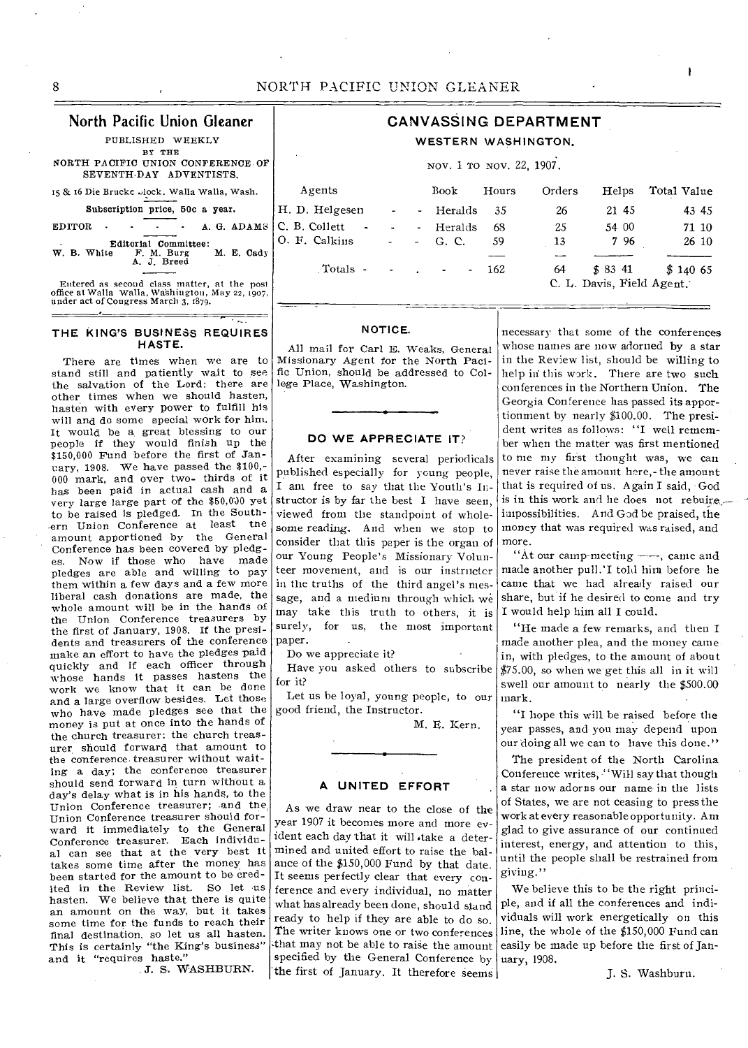## North Pacific Union Gleaner

PUBLISHED WEEKLY
BY THE
NORTH PACIFIC UNION CONFERENCE OF SEVENTH-DAY ADVENTISTS.

15 & 16 Die Brucke Block. Walla Walla, Wash.

Subscription price, 50c a year.

EDITOR - - - - - A. G. ADAMS

Editorial Committee:
W. B. White F. M. Burg M. E. Cady
A. J. Breed

Entered as second class matter, at the post office at Walla Walla, Washington, May 22, 1907, under act of Congress March 3, 1879.

### THE KING'S BUSINESS REQUIRES HASTE.

There are times when we are to stand still and patiently wait to see the salvation of the Lord: there are other times when we should hasten, hasten with every power to fulfill his will and do some special work for him. It would be a great blessing to our people if they would finish up the $150,000 Fund before the first of January, 1908. We have passed the $100,000 mark, and over two-thirds of it has been paid in actual cash and a very large large part of the $50,000 yet to be raised is pledged. In the Southern Union Conference at least the amount apportioned by the General Conference has been covered by pledges. Now if those who have made pledges are able and willing to pay them within a few days and a few more liberal cash donations are made, the whole amount will be in the hands of the Union Conference treasurers by the first of January, 1908. If the presidents and treasurers of the conference make an effort to have the pledges paid quickly and if each officer through whose hands it passes hastens the work we know that it can be done and a large overflow besides. Let those who have made pledges see that the money is put at once into the hands of the church treasurer: the church treasurer should forward that amount to the conference treasurer without waiting a day; the conference treasurer should send forward in turn without a day's delay what is in his hands, to the Union Conference treasurer; and the Union Conference treasurer should forward it immediately to the General Conference treasurer. Each individual can see that at the very best it takes some time after the money has been started for the amount to be credited in the Review list. So let us hasten. We believe that there is quite an amount on the way, but it takes some time for the funds to reach their final destination, so let us all hasten. This is certainly "the King's business" and it "requires haste."

J. S. WASHBURN.

## CANVASSING DEPARTMENT

### WESTERN WASHINGTON.

NOV. 1 TO NOV. 22, 1907.

| Agents | Book | Hours | Orders | Helps | Total Value |
|---|---|---|---|---|---|
| H. D. Helgesen | Heralds | 35 | 26 | 21 45 | 43 45 |
| C. B. Collett | Heralds | 68 | 25 | 54 00 | 71 10 |
| O. F. Calkins | G. C. | 59 | 13 | 7 96 | 26 10 |
| Totals | | 162 | 64 | $ 83 41 | $ 140 65 |

C. L. Davis, Field Agent.

### NOTICE.

All mail for Carl E. Weaks, General Missionary Agent for the North Pacific Union, should be addressed to College Place, Washington.

### DO WE APPRECIATE IT?

After examining several periodicals published especially for young people, I am free to say that the Youth's Instructor is by far the best I have seen, viewed from the standpoint of wholesome reading. And when we stop to consider that this paper is the organ of our Young People's Missionary Volunteer movement, and is our instructor in the truths of the third angel's message, and a medium through which we may take this truth to others, it is surely, for us, the most important paper.

Do we appreciate it?

Have you asked others to subscribe for it?

Let us be loyal, young people, to our good friend, the Instructor.

M. E. Kern.

### A UNITED EFFORT

As we draw near to the close of the year 1907 it becomes more and more evident each day that it will take a determined and united effort to raise the balance of the $150,000 Fund by that date. It seems perfectly clear that every conference and every individual, no matter what has already been done, should stand ready to help if they are able to do so. The writer knows one or two conferences that may not be able to raise the amount specified by the General Conference by the first of January. It therefore seems necessary that some of the conferences whose names are now adorned by a star in the Review list, should be willing to help in this work. There are two such conferences in the Northern Union. The Georgia Conference has passed its apportionment by nearly $100.00. The president writes as follows: "I well remember when the matter was first mentioned to me my first thought was, we can never raise the amount here,- the amount that is required of us. Again I said, God is in this work and he does not rebuke impossibilities. And God be praised, the money that was required was raised, and more.

"At our camp-meeting ——, came and made another pull. I told him before he came that we had already raised our share, but if he desired to come and try I would help him all I could.

"He made a few remarks, and then I made another plea, and the money came in, with pledges, to the amount of about $75.00, so when we get this all in it will swell our amount to nearly the $500.00 mark.

"I hope this will be raised before the year passes, and you may depend upon our doing all we can to have this done."

The president of the North Carolina Conference writes, "Will say that though a star now adorns our name in the lists of States, we are not ceasing to press the work at every reasonable opportunity. Am glad to give assurance of our continued interest, energy, and attention to this, until the people shall be restrained from giving."

We believe this to be the right principle, and if all the conferences and individuals will work energetically on this line, the whole of the $150,000 Fund can easily be made up before the first of January, 1908.

J. S. Washburn.